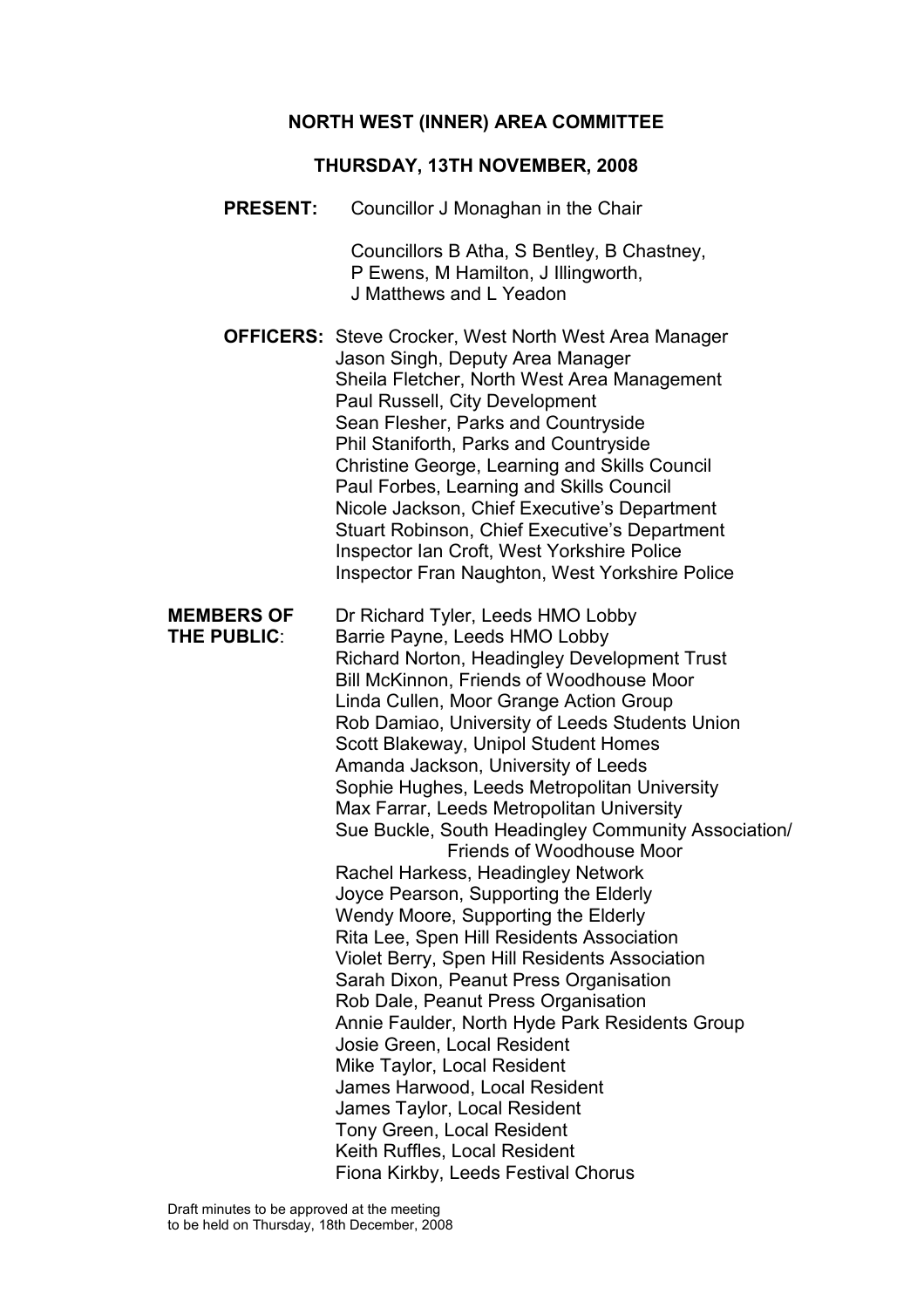# NORTH WEST (INNER) AREA COMMITTEE

## THURSDAY, 13TH NOVEMBER, 2008

**PRESENT:** Councillor J Monaghan in the Chair

Councillors B Atha, S Bentley, B Chastney, P Ewens, M Hamilton, J Illingworth, J Matthews and L Yeadon

**OFFICERS:**
Steve Crocker, West North West Area Manager
Jason Singh, Deputy Area Manager
Sheila Fletcher, North West Area Management
Paul Russell, City Development
Sean Flesher, Parks and Countryside
Phil Staniforth, Parks and Countryside
Christine George, Learning and Skills Council
Paul Forbes, Learning and Skills Council
Nicole Jackson, Chief Executive's Department
Stuart Robinson, Chief Executive's Department
Inspector Ian Croft, West Yorkshire Police
Inspector Fran Naughton, West Yorkshire Police

**MEMBERS OF THE PUBLIC:**
Dr Richard Tyler, Leeds HMO Lobby
Barrie Payne, Leeds HMO Lobby
Richard Norton, Headingley Development Trust
Bill McKinnon, Friends of Woodhouse Moor
Linda Cullen, Moor Grange Action Group
Rob Damiao, University of Leeds Students Union
Scott Blakeway, Unipol Student Homes
Amanda Jackson, University of Leeds
Sophie Hughes, Leeds Metropolitan University
Max Farrar, Leeds Metropolitan University
Sue Buckle, South Headingley Community Association/ Friends of Woodhouse Moor
Rachel Harkess, Headingley Network
Joyce Pearson, Supporting the Elderly
Wendy Moore, Supporting the Elderly
Rita Lee, Spen Hill Residents Association
Violet Berry, Spen Hill Residents Association
Sarah Dixon, Peanut Press Organisation
Rob Dale, Peanut Press Organisation
Annie Faulder, North Hyde Park Residents Group
Josie Green, Local Resident
Mike Taylor, Local Resident
James Harwood, Local Resident
James Taylor, Local Resident
Tony Green, Local Resident
Keith Ruffles, Local Resident
Fiona Kirkby, Leeds Festival Chorus

Draft minutes to be approved at the meeting to be held on Thursday, 18th December, 2008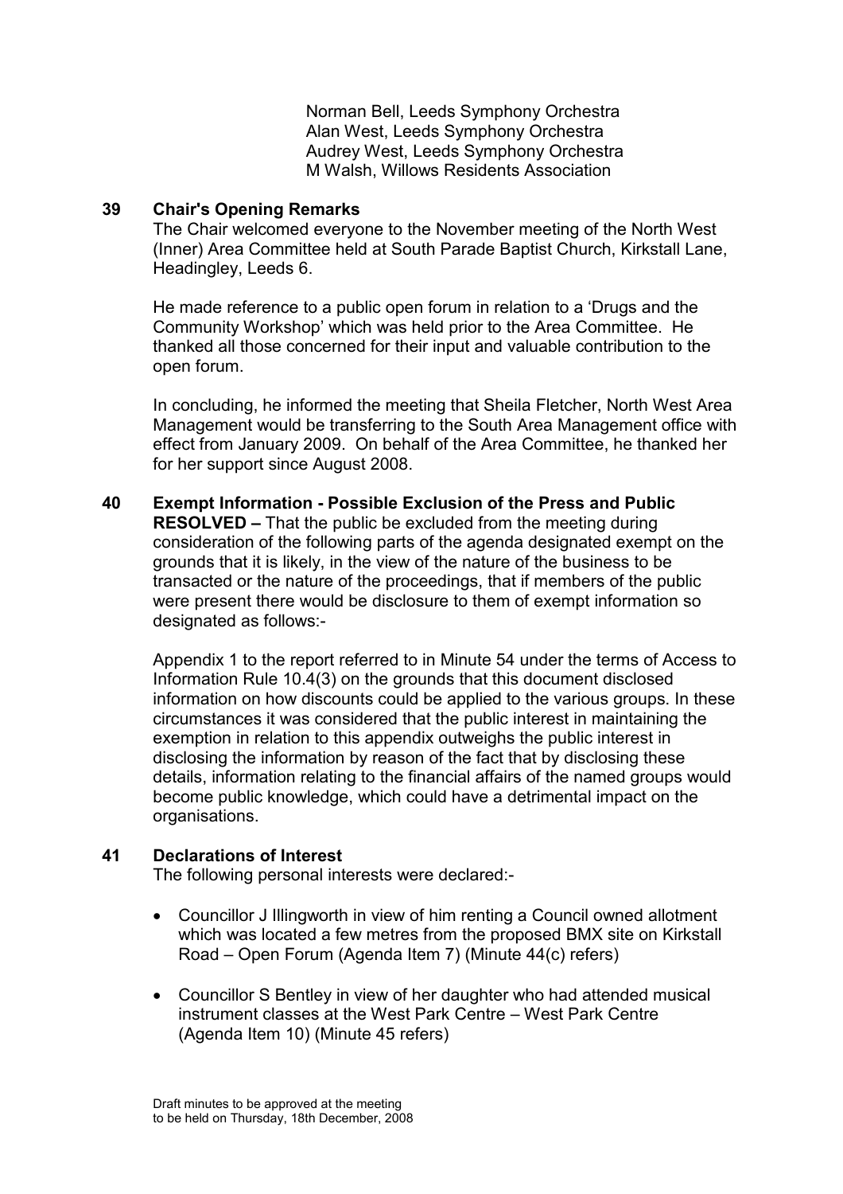Norman Bell, Leeds Symphony Orchestra
Alan West, Leeds Symphony Orchestra
Audrey West, Leeds Symphony Orchestra
M Walsh, Willows Residents Association

**39 Chair's Opening Remarks**

The Chair welcomed everyone to the November meeting of the North West (Inner) Area Committee held at South Parade Baptist Church, Kirkstall Lane, Headingley, Leeds 6.

He made reference to a public open forum in relation to a 'Drugs and the Community Workshop' which was held prior to the Area Committee. He thanked all those concerned for their input and valuable contribution to the open forum.

In concluding, he informed the meeting that Sheila Fletcher, North West Area Management would be transferring to the South Area Management office with effect from January 2009. On behalf of the Area Committee, he thanked her for her support since August 2008.

**40 Exempt Information - Possible Exclusion of the Press and Public**

**RESOLVED –** That the public be excluded from the meeting during consideration of the following parts of the agenda designated exempt on the grounds that it is likely, in the view of the nature of the business to be transacted or the nature of the proceedings, that if members of the public were present there would be disclosure to them of exempt information so designated as follows:-

Appendix 1 to the report referred to in Minute 54 under the terms of Access to Information Rule 10.4(3) on the grounds that this document disclosed information on how discounts could be applied to the various groups. In these circumstances it was considered that the public interest in maintaining the exemption in relation to this appendix outweighs the public interest in disclosing the information by reason of the fact that by disclosing these details, information relating to the financial affairs of the named groups would become public knowledge, which could have a detrimental impact on the organisations.

**41 Declarations of Interest**

The following personal interests were declared:-

- Councillor J Illingworth in view of him renting a Council owned allotment which was located a few metres from the proposed BMX site on Kirkstall Road – Open Forum (Agenda Item 7) (Minute 44(c) refers)
- Councillor S Bentley in view of her daughter who had attended musical instrument classes at the West Park Centre – West Park Centre (Agenda Item 10) (Minute 45 refers)

Draft minutes to be approved at the meeting
to be held on Thursday, 18th December, 2008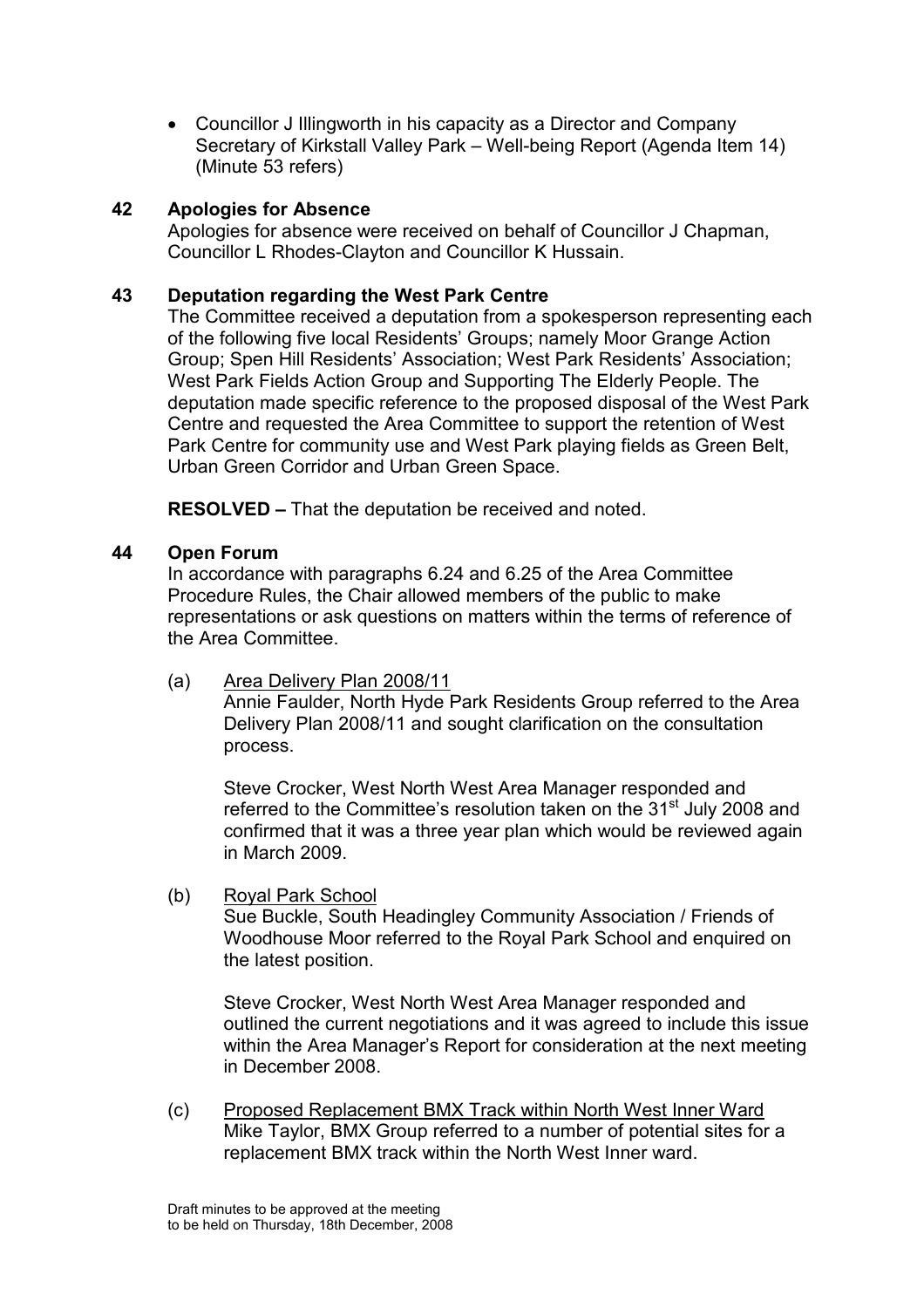- Councillor J Illingworth in his capacity as a Director and Company Secretary of Kirkstall Valley Park – Well-being Report (Agenda Item 14) (Minute 53 refers)

### 42 Apologies for Absence

Apologies for absence were received on behalf of Councillor J Chapman, Councillor L Rhodes-Clayton and Councillor K Hussain.

### 43 Deputation regarding the West Park Centre

The Committee received a deputation from a spokesperson representing each of the following five local Residents' Groups; namely Moor Grange Action Group; Spen Hill Residents' Association; West Park Residents' Association; West Park Fields Action Group and Supporting The Elderly People. The deputation made specific reference to the proposed disposal of the West Park Centre and requested the Area Committee to support the retention of West Park Centre for community use and West Park playing fields as Green Belt, Urban Green Corridor and Urban Green Space.

**RESOLVED –** That the deputation be received and noted.

### 44 Open Forum

In accordance with paragraphs 6.24 and 6.25 of the Area Committee Procedure Rules, the Chair allowed members of the public to make representations or ask questions on matters within the terms of reference of the Area Committee.

(a) Area Delivery Plan 2008/11

Annie Faulder, North Hyde Park Residents Group referred to the Area Delivery Plan 2008/11 and sought clarification on the consultation process.

Steve Crocker, West North West Area Manager responded and referred to the Committee's resolution taken on the 31st July 2008 and confirmed that it was a three year plan which would be reviewed again in March 2009.

(b) Royal Park School

Sue Buckle, South Headingley Community Association / Friends of Woodhouse Moor referred to the Royal Park School and enquired on the latest position.

Steve Crocker, West North West Area Manager responded and outlined the current negotiations and it was agreed to include this issue within the Area Manager's Report for consideration at the next meeting in December 2008.

(c) Proposed Replacement BMX Track within North West Inner Ward

Mike Taylor, BMX Group referred to a number of potential sites for a replacement BMX track within the North West Inner ward.

Draft minutes to be approved at the meeting to be held on Thursday, 18th December, 2008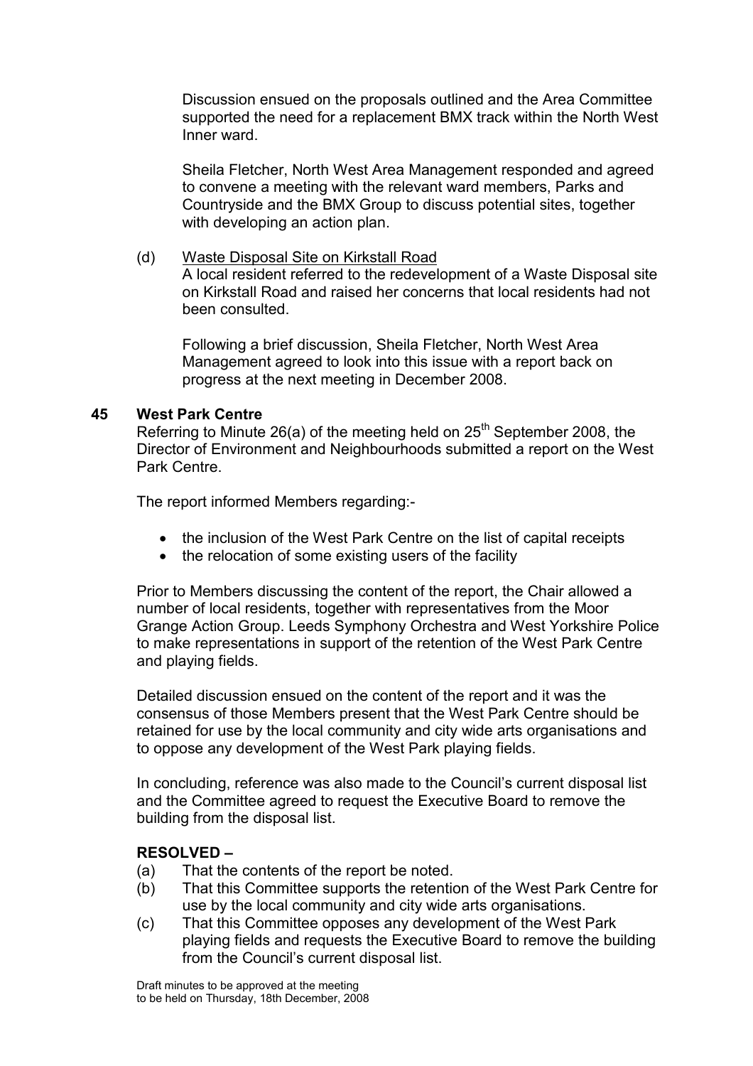Discussion ensued on the proposals outlined and the Area Committee supported the need for a replacement BMX track within the North West Inner ward.

Sheila Fletcher, North West Area Management responded and agreed to convene a meeting with the relevant ward members, Parks and Countryside and the BMX Group to discuss potential sites, together with developing an action plan.

(d) Waste Disposal Site on Kirkstall Road
A local resident referred to the redevelopment of a Waste Disposal site on Kirkstall Road and raised her concerns that local residents had not been consulted.

Following a brief discussion, Sheila Fletcher, North West Area Management agreed to look into this issue with a report back on progress at the next meeting in December 2008.

## 45 West Park Centre

Referring to Minute 26(a) of the meeting held on 25th September 2008, the Director of Environment and Neighbourhoods submitted a report on the West Park Centre.

The report informed Members regarding:-

- the inclusion of the West Park Centre on the list of capital receipts
- the relocation of some existing users of the facility

Prior to Members discussing the content of the report, the Chair allowed a number of local residents, together with representatives from the Moor Grange Action Group. Leeds Symphony Orchestra and West Yorkshire Police to make representations in support of the retention of the West Park Centre and playing fields.

Detailed discussion ensued on the content of the report and it was the consensus of those Members present that the West Park Centre should be retained for use by the local community and city wide arts organisations and to oppose any development of the West Park playing fields.

In concluding, reference was also made to the Council's current disposal list and the Committee agreed to request the Executive Board to remove the building from the disposal list.

**RESOLVED –**

(a) That the contents of the report be noted.
(b) That this Committee supports the retention of the West Park Centre for use by the local community and city wide arts organisations.
(c) That this Committee opposes any development of the West Park playing fields and requests the Executive Board to remove the building from the Council's current disposal list.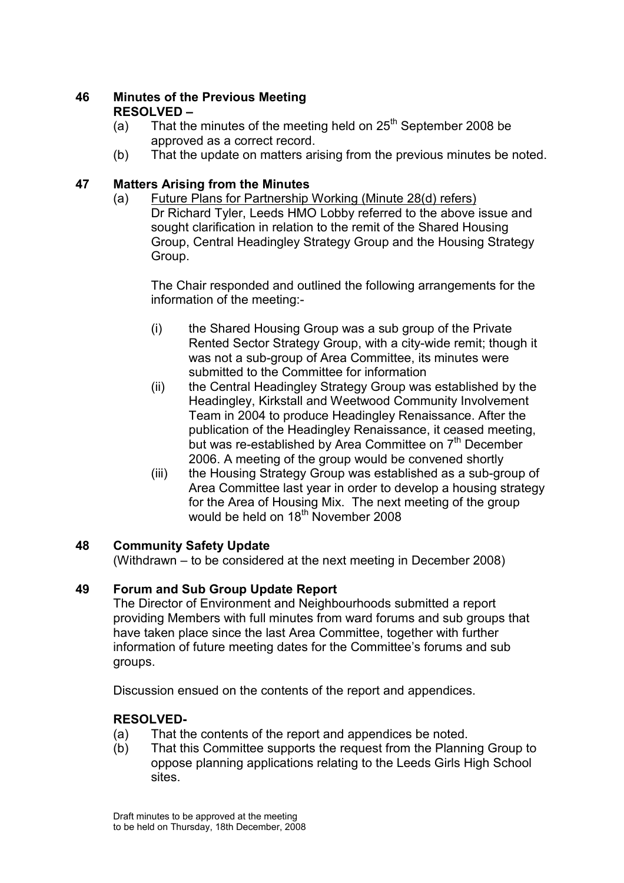## 46 Minutes of the Previous Meeting

**RESOLVED –**

(a) That the minutes of the meeting held on 25th September 2008 be approved as a correct record.

(b) That the update on matters arising from the previous minutes be noted.

## 47 Matters Arising from the Minutes

(a) Future Plans for Partnership Working (Minute 28(d) refers)

Dr Richard Tyler, Leeds HMO Lobby referred to the above issue and sought clarification in relation to the remit of the Shared Housing Group, Central Headingley Strategy Group and the Housing Strategy Group.

The Chair responded and outlined the following arrangements for the information of the meeting:-

(i) the Shared Housing Group was a sub group of the Private Rented Sector Strategy Group, with a city-wide remit; though it was not a sub-group of Area Committee, its minutes were submitted to the Committee for information

(ii) the Central Headingley Strategy Group was established by the Headingley, Kirkstall and Weetwood Community Involvement Team in 2004 to produce Headingley Renaissance. After the publication of the Headingley Renaissance, it ceased meeting, but was re-established by Area Committee on 7th December 2006. A meeting of the group would be convened shortly

(iii) the Housing Strategy Group was established as a sub-group of Area Committee last year in order to develop a housing strategy for the Area of Housing Mix. The next meeting of the group would be held on 18th November 2008

## 48 Community Safety Update

(Withdrawn – to be considered at the next meeting in December 2008)

## 49 Forum and Sub Group Update Report

The Director of Environment and Neighbourhoods submitted a report providing Members with full minutes from ward forums and sub groups that have taken place since the last Area Committee, together with further information of future meeting dates for the Committee's forums and sub groups.

Discussion ensued on the contents of the report and appendices.

**RESOLVED-**

(a) That the contents of the report and appendices be noted.

(b) That this Committee supports the request from the Planning Group to oppose planning applications relating to the Leeds Girls High School sites.

Draft minutes to be approved at the meeting
to be held on Thursday, 18th December, 2008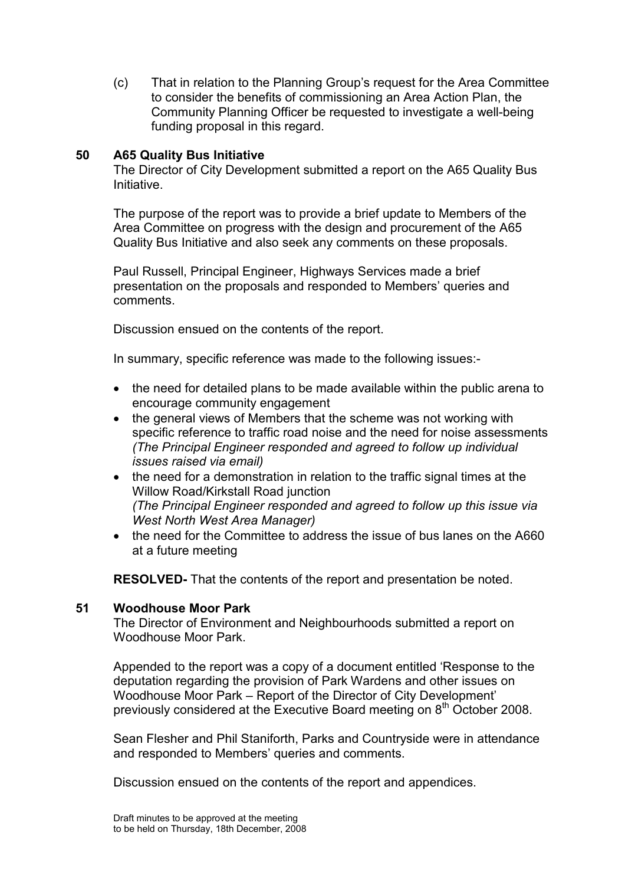(c) That in relation to the Planning Group's request for the Area Committee to consider the benefits of commissioning an Area Action Plan, the Community Planning Officer be requested to investigate a well-being funding proposal in this regard.

## 50 A65 Quality Bus Initiative

The Director of City Development submitted a report on the A65 Quality Bus Initiative.

The purpose of the report was to provide a brief update to Members of the Area Committee on progress with the design and procurement of the A65 Quality Bus Initiative and also seek any comments on these proposals.

Paul Russell, Principal Engineer, Highways Services made a brief presentation on the proposals and responded to Members' queries and comments.

Discussion ensued on the contents of the report.

In summary, specific reference was made to the following issues:-

- the need for detailed plans to be made available within the public arena to encourage community engagement
- the general views of Members that the scheme was not working with specific reference to traffic road noise and the need for noise assessments *(The Principal Engineer responded and agreed to follow up individual issues raised via email)*
- the need for a demonstration in relation to the traffic signal times at the Willow Road/Kirkstall Road junction *(The Principal Engineer responded and agreed to follow up this issue via West North West Area Manager)*
- the need for the Committee to address the issue of bus lanes on the A660 at a future meeting

**RESOLVED-** That the contents of the report and presentation be noted.

## 51 Woodhouse Moor Park

The Director of Environment and Neighbourhoods submitted a report on Woodhouse Moor Park.

Appended to the report was a copy of a document entitled 'Response to the deputation regarding the provision of Park Wardens and other issues on Woodhouse Moor Park – Report of the Director of City Development' previously considered at the Executive Board meeting on 8th October 2008.

Sean Flesher and Phil Staniforth, Parks and Countryside were in attendance and responded to Members' queries and comments.

Discussion ensued on the contents of the report and appendices.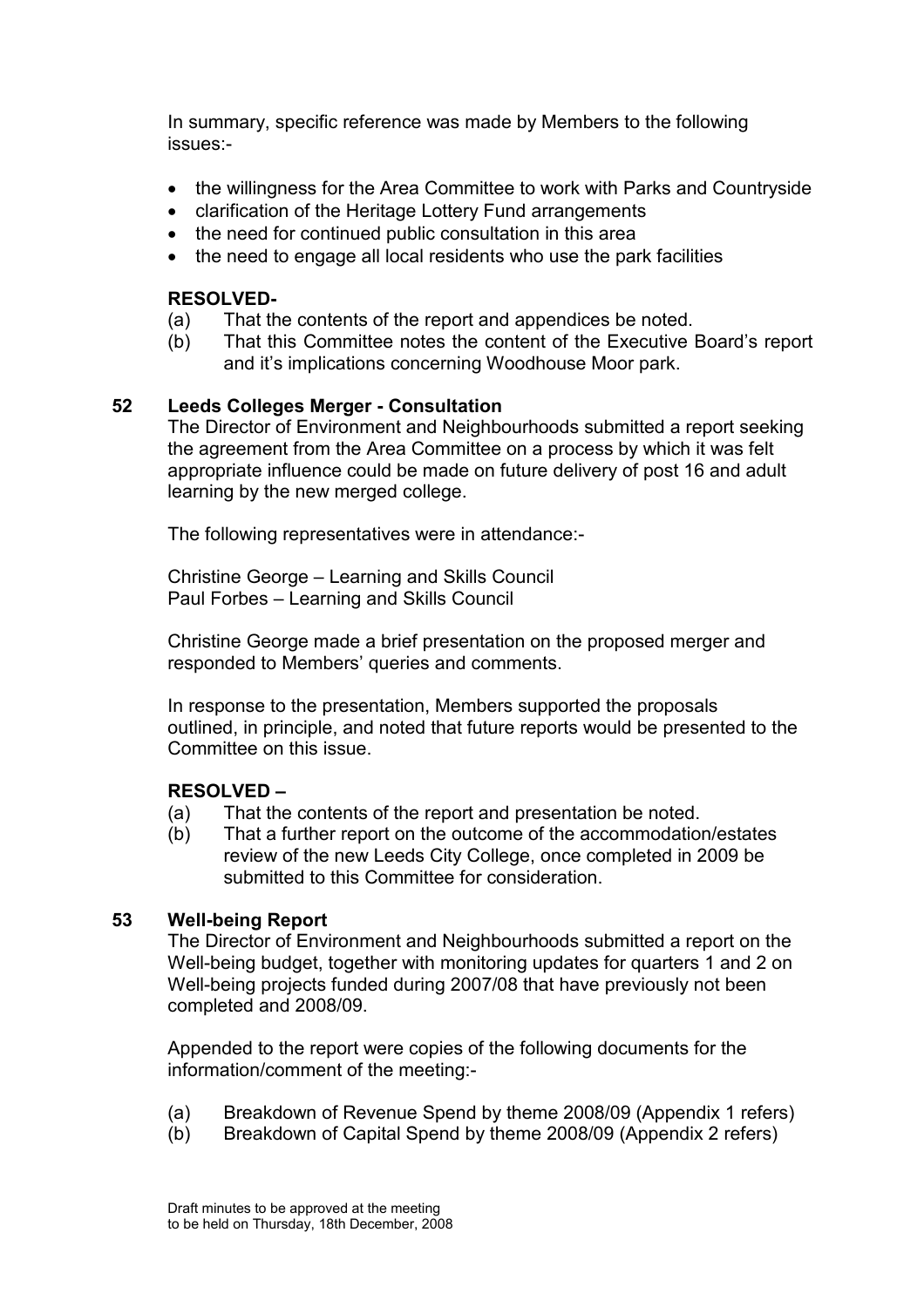In summary, specific reference was made by Members to the following issues:-

- the willingness for the Area Committee to work with Parks and Countryside
- clarification of the Heritage Lottery Fund arrangements
- the need for continued public consultation in this area
- the need to engage all local residents who use the park facilities

**RESOLVED-**

(a) That the contents of the report and appendices be noted.

(b) That this Committee notes the content of the Executive Board's report and it's implications concerning Woodhouse Moor park.

## 52 Leeds Colleges Merger - Consultation

The Director of Environment and Neighbourhoods submitted a report seeking the agreement from the Area Committee on a process by which it was felt appropriate influence could be made on future delivery of post 16 and adult learning by the new merged college.

The following representatives were in attendance:-

Christine George – Learning and Skills Council
Paul Forbes – Learning and Skills Council

Christine George made a brief presentation on the proposed merger and responded to Members' queries and comments.

In response to the presentation, Members supported the proposals outlined, in principle, and noted that future reports would be presented to the Committee on this issue.

**RESOLVED –**

(a) That the contents of the report and presentation be noted.

(b) That a further report on the outcome of the accommodation/estates review of the new Leeds City College, once completed in 2009 be submitted to this Committee for consideration.

## 53 Well-being Report

The Director of Environment and Neighbourhoods submitted a report on the Well-being budget, together with monitoring updates for quarters 1 and 2 on Well-being projects funded during 2007/08 that have previously not been completed and 2008/09.

Appended to the report were copies of the following documents for the information/comment of the meeting:-

(a) Breakdown of Revenue Spend by theme 2008/09 (Appendix 1 refers)

(b) Breakdown of Capital Spend by theme 2008/09 (Appendix 2 refers)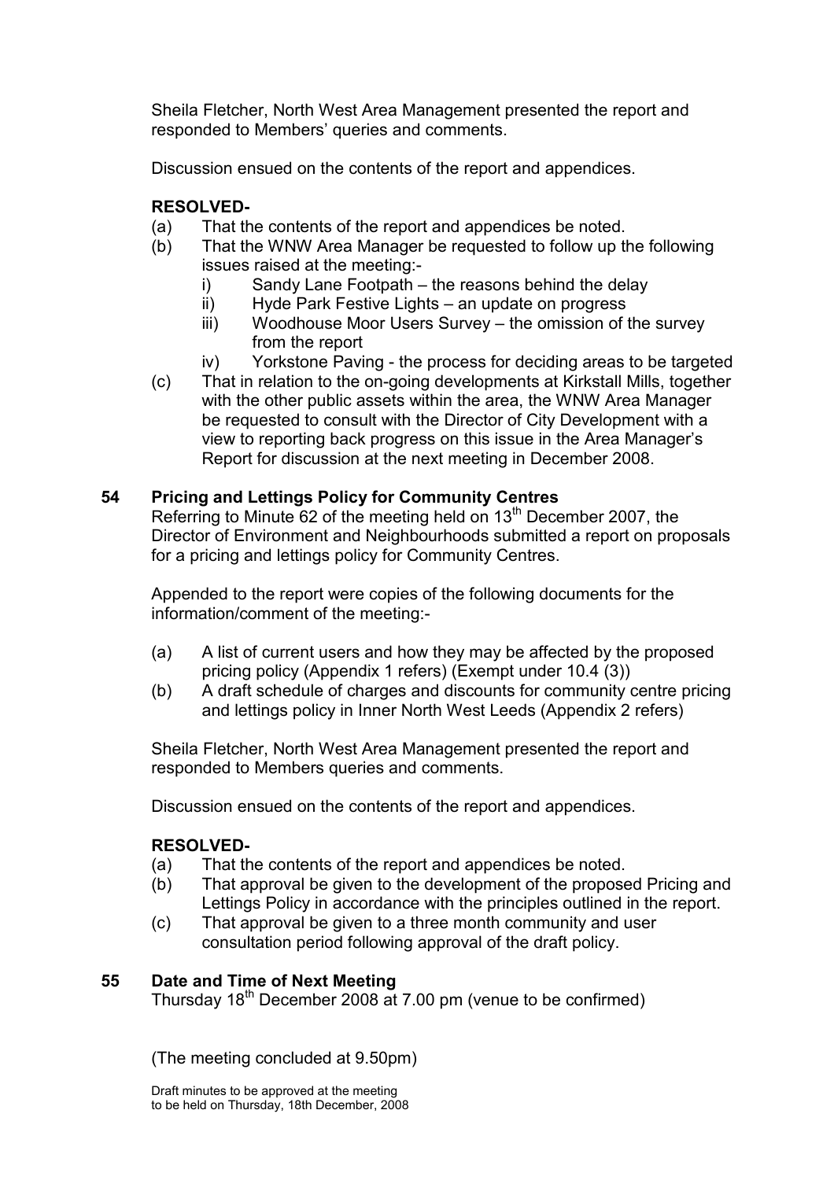Sheila Fletcher, North West Area Management presented the report and responded to Members' queries and comments.

Discussion ensued on the contents of the report and appendices.

**RESOLVED-**

(a) That the contents of the report and appendices be noted.

(b) That the WNW Area Manager be requested to follow up the following issues raised at the meeting:-

   i) Sandy Lane Footpath – the reasons behind the delay

   ii) Hyde Park Festive Lights – an update on progress

   iii) Woodhouse Moor Users Survey – the omission of the survey from the report

   iv) Yorkstone Paving - the process for deciding areas to be targeted

(c) That in relation to the on-going developments at Kirkstall Mills, together with the other public assets within the area, the WNW Area Manager be requested to consult with the Director of City Development with a view to reporting back progress on this issue in the Area Manager's Report for discussion at the next meeting in December 2008.

## 54 Pricing and Lettings Policy for Community Centres

Referring to Minute 62 of the meeting held on 13th December 2007, the Director of Environment and Neighbourhoods submitted a report on proposals for a pricing and lettings policy for Community Centres.

Appended to the report were copies of the following documents for the information/comment of the meeting:-

(a) A list of current users and how they may be affected by the proposed pricing policy (Appendix 1 refers) (Exempt under 10.4 (3))

(b) A draft schedule of charges and discounts for community centre pricing and lettings policy in Inner North West Leeds (Appendix 2 refers)

Sheila Fletcher, North West Area Management presented the report and responded to Members queries and comments.

Discussion ensued on the contents of the report and appendices.

**RESOLVED-**

(a) That the contents of the report and appendices be noted.

(b) That approval be given to the development of the proposed Pricing and Lettings Policy in accordance with the principles outlined in the report.

(c) That approval be given to a three month community and user consultation period following approval of the draft policy.

## 55 Date and Time of Next Meeting

Thursday 18th December 2008 at 7.00 pm (venue to be confirmed)

(The meeting concluded at 9.50pm)

Draft minutes to be approved at the meeting
to be held on Thursday, 18th December, 2008